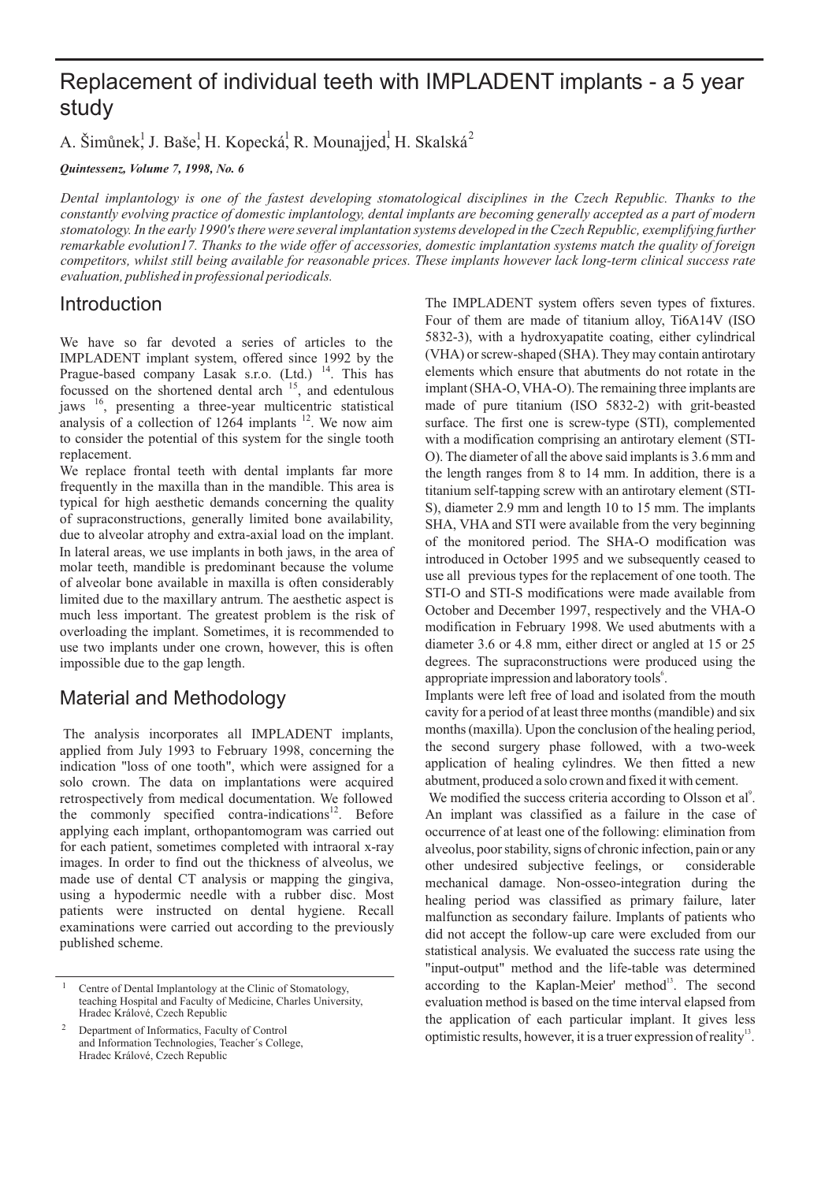# Replacement of individual teeth with IMPLADENT implants - a 5 year study

A. Šimůnek[1], J. Baše[1], H. Kopecká[1], R. Mounajjed[1], H. Skalská[2]

***Quintessenz, Volume 7, 1998, No. 6***

*Dental implantology is one of the fastest developing stomatological disciplines in the Czech Republic. Thanks to the constantly evolving practice of domestic implantology, dental implants are becoming generally accepted as a part of modern stomatology. In the early 1990's there were several implantation systems developed in the Czech Republic, exemplifying further remarkable evolution17. Thanks to the wide offer of accessories, domestic implantation systems match the quality of foreign competitors, whilst still being available for reasonable prices. These implants however lack long-term clinical success rate evaluation, published in professional periodicals.*

## Introduction

We have so far devoted a series of articles to the IMPLADENT implant system, offered since 1992 by the Prague-based company Lasak s.r.o. (Ltd.) [14]. This has focussed on the shortened dental arch [15], and edentulous jaws [16], presenting a three-year multicentric statistical analysis of a collection of 1264 implants [12]. We now aim to consider the potential of this system for the single tooth replacement.

We replace frontal teeth with dental implants far more frequently in the maxilla than in the mandible. This area is typical for high aesthetic demands concerning the quality of supraconstructions, generally limited bone availability, due to alveolar atrophy and extra-axial load on the implant. In lateral areas, we use implants in both jaws, in the area of molar teeth, mandible is predominant because the volume of alveolar bone available in maxilla is often considerably limited due to the maxillary antrum. The aesthetic aspect is much less important. The greatest problem is the risk of overloading the implant. Sometimes, it is recommended to use two implants under one crown, however, this is often impossible due to the gap length.

## Material and Methodology

The analysis incorporates all IMPLADENT implants, applied from July 1993 to February 1998, concerning the indication "loss of one tooth", which were assigned for a solo crown. The data on implantations were acquired retrospectively from medical documentation. We followed the commonly specified contra-indications[12]. Before applying each implant, orthopantomogram was carried out for each patient, sometimes completed with intraoral x-ray images. In order to find out the thickness of alveolus, we made use of dental CT analysis or mapping the gingiva, using a hypodermic needle with a rubber disc. Most patients were instructed on dental hygiene. Recall examinations were carried out according to the previously published scheme.

The IMPLADENT system offers seven types of fixtures. Four of them are made of titanium alloy, Ti6A14V (ISO 5832-3), with a hydroxyapatite coating, either cylindrical (VHA) or screw-shaped (SHA). They may contain antirotary elements which ensure that abutments do not rotate in the implant (SHA-O, VHA-O). The remaining three implants are made of pure titanium (ISO 5832-2) with grit-beasted surface. The first one is screw-type (STI), complemented with a modification comprising an antirotary element (STI-O). The diameter of all the above said implants is 3.6 mm and the length ranges from 8 to 14 mm. In addition, there is a titanium self-tapping screw with an antirotary element (STI-S), diameter 2.9 mm and length 10 to 15 mm. The implants SHA, VHA and STI were available from the very beginning of the monitored period. The SHA-O modification was introduced in October 1995 and we subsequently ceased to use all previous types for the replacement of one tooth. The STI-O and STI-S modifications were made available from October and December 1997, respectively and the VHA-O modification in February 1998. We used abutments with a diameter 3.6 or 4.8 mm, either direct or angled at 15 or 25 degrees. The supraconstructions were produced using the appropriate impression and laboratory tools[6].

Implants were left free of load and isolated from the mouth cavity for a period of at least three months (mandible) and six months (maxilla). Upon the conclusion of the healing period, the second surgery phase followed, with a two-week application of healing cylindres. We then fitted a new abutment, produced a solo crown and fixed it with cement.

We modified the success criteria according to Olsson et al[9]. An implant was classified as a failure in the case of occurrence of at least one of the following: elimination from alveolus, poor stability, signs of chronic infection, pain or any other undesired subjective feelings, or considerable mechanical damage. Non-osseo-integration during the healing period was classified as primary failure, later malfunction as secondary failure. Implants of patients who did not accept the follow-up care were excluded from our statistical analysis. We evaluated the success rate using the "input-output" method and the life-table was determined according to the Kaplan-Meier' method[13]. The second evaluation method is based on the time interval elapsed from the application of each particular implant. It gives less optimistic results, however, it is a truer expression of reality[13].

---

[1] Centre of Dental Implantology at the Clinic of Stomatology, teaching Hospital and Faculty of Medicine, Charles University, Hradec Králové, Czech Republic

[2] Department of Informatics, Faculty of Control and Information Technologies, Teacher´s College, Hradec Králové, Czech Republic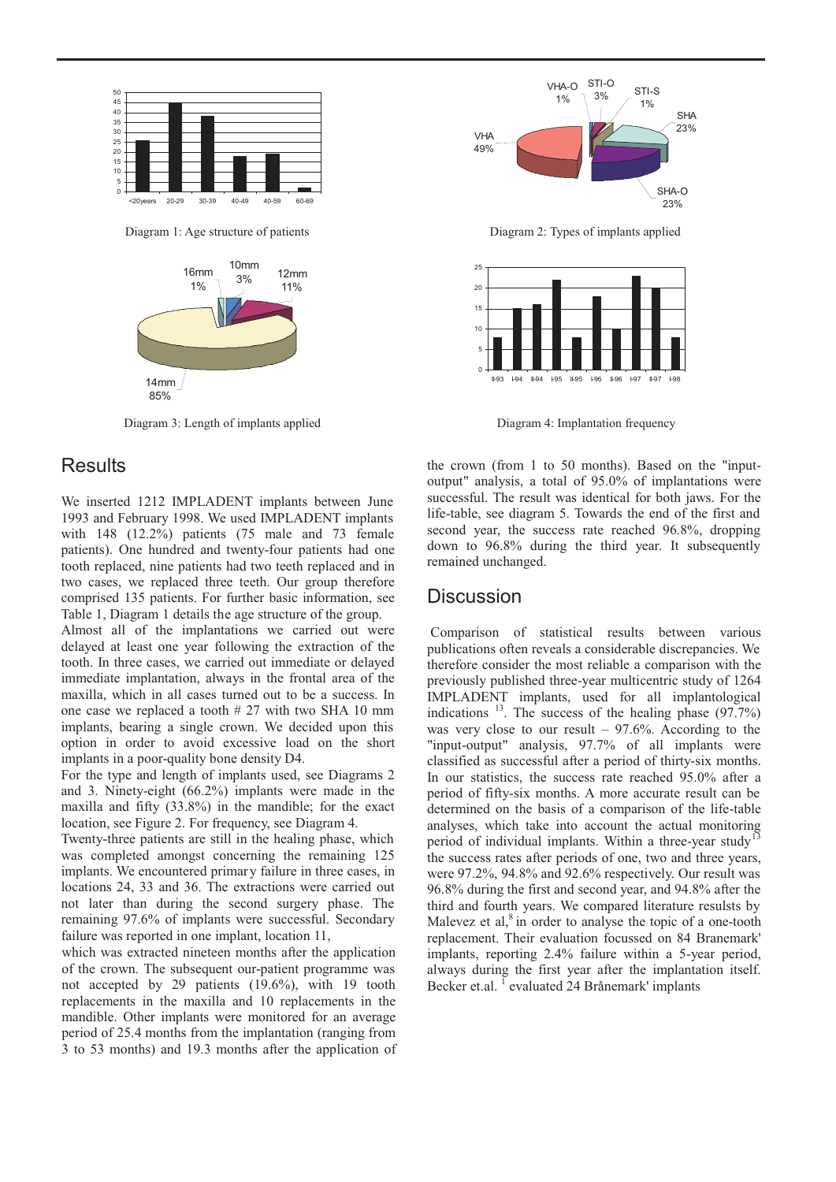Diagram 1: Age structure of patients

Diagram 2: Types of implants applied

Diagram 3: Length of implants applied

Diagram 4: Implantation frequency

## Results

We inserted 1212 IMPLADENT implants between June 1993 and February 1998. We used IMPLADENT implants with 148 (12.2%) patients (75 male and 73 female patients). One hundred and twenty-four patients had one tooth replaced, nine patients had two teeth replaced and in two cases, we replaced three teeth. Our group therefore comprised 135 patients. For further basic information, see Table 1, Diagram 1 details the age structure of the group.
Almost all of the implantations we carried out were delayed at least one year following the extraction of the tooth. In three cases, we carried out immediate or delayed immediate implantation, always in the frontal area of the maxilla, which in all cases turned out to be a success. In one case we replaced a tooth # 27 with two SHA 10 mm implants, bearing a single crown. We decided upon this option in order to avoid excessive load on the short implants in a poor-quality bone density D4.
For the type and length of implants used, see Diagrams 2 and 3. Ninety-eight (66.2%) implants were made in the maxilla and fifty (33.8%) in the mandible; for the exact location, see Figure 2. For frequency, see Diagram 4.
Twenty-three patients are still in the healing phase, which was completed amongst concerning the remaining 125 implants. We encountered primary failure in three cases, in locations 24, 33 and 36. The extractions were carried out not later than during the second surgery phase. The remaining 97.6% of implants were successful. Secondary failure was reported in one implant, location 11,
which was extracted nineteen months after the application of the crown. The subsequent our-patient programme was not accepted by 29 patients (19.6%), with 19 tooth replacements in the maxilla and 10 replacements in the mandible. Other implants were monitored for an average period of 25.4 months from the implantation (ranging from 3 to 53 months) and 19.3 months after the application of the crown (from 1 to 50 months). Based on the "input-output" analysis, a total of 95.0% of implantations were successful. The result was identical for both jaws. For the life-table, see diagram 5. Towards the end of the first and second year, the success rate reached 96.8%, dropping down to 96.8% during the third year. It subsequently remained unchanged.

## Discussion

Comparison of statistical results between various publications often reveals a considerable discrepancies. We therefore consider the most reliable a comparison with the previously published three-year multicentric study of 1264 IMPLADENT implants, used for all implantological indications [13]. The success of the healing phase (97.7%) was very close to our result – 97.6%. According to the "input-output" analysis, 97.7% of all implants were classified as successful after a period of thirty-six months. In our statistics, the success rate reached 95.0% after a period of fifty-six months. A more accurate result can be determined on the basis of a comparison of the life-table analyses, which take into account the actual monitoring period of individual implants. Within a three-year study[13] the success rates after periods of one, two and three years, were 97.2%, 94.8% and 92.6% respectively. Our result was 96.8% during the first and second year, and 94.8% after the third and fourth years. We compared literature resulsts by Malevez et al,[8] in order to analyse the topic of a one-tooth replacement. Their evaluation focussed on 84 Branemark' implants, reporting 2.4% failure within a 5-year period, always during the first year after the implantation itself. Becker et.al. [1] evaluated 24 Brånemark' implants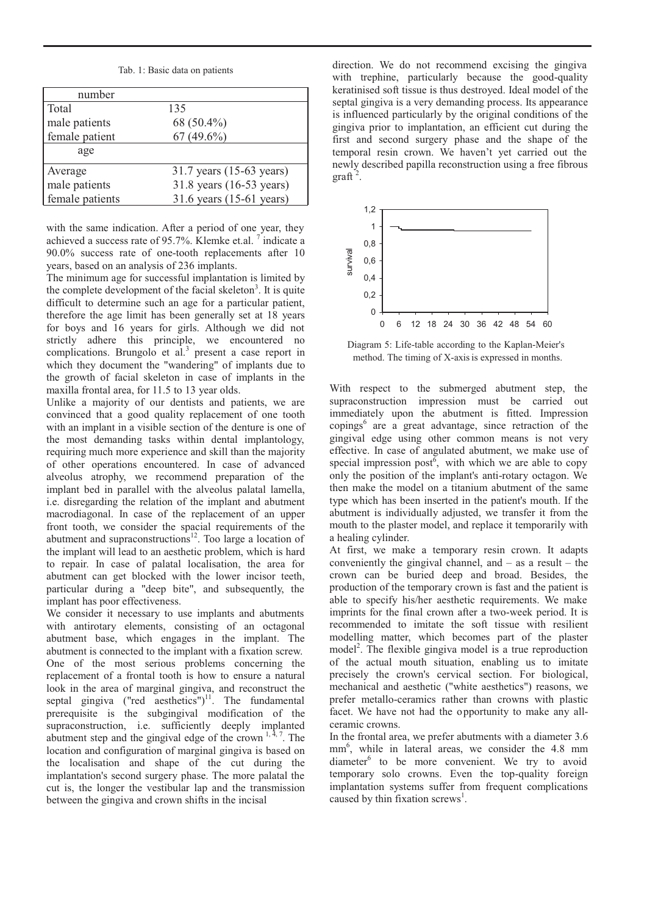Tab. 1: Basic data on patients

| number | |
|---|---|
| Total | 135 |
| male patients | 68 (50.4%) |
| female patient | 67 (49.6%) |
| age | |
| Average | 31.7 years (15-63 years) |
| male patients | 31.8 years (16-53 years) |
| female patients | 31.6 years (15-61 years) |

with the same indication. After a period of one year, they achieved a success rate of 95.7%. Klemke et.al. [7] indicate a 90.0% success rate of one-tooth replacements after 10 years, based on an analysis of 236 implants.

The minimum age for successful implantation is limited by the complete development of the facial skeleton[3]. It is quite difficult to determine such an age for a particular patient, therefore the age limit has been generally set at 18 years for boys and 16 years for girls. Although we did not strictly adhere this principle, we encountered no complications. Brungolo et al.[3] present a case report in which they document the "wandering" of implants due to the growth of facial skeleton in case of implants in the maxilla frontal area, for 11.5 to 13 year olds.

Unlike a majority of our dentists and patients, we are convinced that a good quality replacement of one tooth with an implant in a visible section of the denture is one of the most demanding tasks within dental implantology, requiring much more experience and skill than the majority of other operations encountered. In case of advanced alveolus atrophy, we recommend preparation of the implant bed in parallel with the alveolus palatal lamella, i.e. disregarding the relation of the implant and abutment macrodiagonal. In case of the replacement of an upper front tooth, we consider the spacial requirements of the abutment and supraconstructions[12]. Too large a location of the implant will lead to an aesthetic problem, which is hard to repair. In case of palatal localisation, the area for abutment can get blocked with the lower incisor teeth, particular during a "deep bite", and subsequently, the implant has poor effectiveness.

We consider it necessary to use implants and abutments with antirotary elements, consisting of an octagonal abutment base, which engages in the implant. The abutment is connected to the implant with a fixation screw.

One of the most serious problems concerning the replacement of a frontal tooth is how to ensure a natural look in the area of marginal gingiva, and reconstruct the septal gingiva ("red aesthetics")[11]. The fundamental prerequisite is the subgingival modification of the supraconstruction, i.e. sufficiently deeply implanted abutment step and the gingival edge of the crown [1, 4, 7]. The location and configuration of marginal gingiva is based on the localisation and shape of the cut during the implantation's second surgery phase. The more palatal the cut is, the longer the vestibular lap and the transmission between the gingiva and crown shifts in the incisal direction. We do not recommend excising the gingiva with trephine, particularly because the good-quality keratinised soft tissue is thus destroyed. Ideal model of the septal gingiva is a very demanding process. Its appearance is influenced particularly by the original conditions of the gingiva prior to implantation, an efficient cut during the first and second surgery phase and the shape of the temporal resin crown. We haven't yet carried out the newly described papilla reconstruction using a free fibrous graft [2].

Diagram 5: Life-table according to the Kaplan-Meier's method. The timing of X-axis is expressed in months.

With respect to the submerged abutment step, the supraconstruction impression must be carried out immediately upon the abutment is fitted. Impression copings[6] are a great advantage, since retraction of the gingival edge using other common means is not very effective. In case of angulated abutment, we make use of special impression post[6], with which we are able to copy only the position of the implant's anti-rotary octagon. We then make the model on a titanium abutment of the same type which has been inserted in the patient's mouth. If the abutment is individually adjusted, we transfer it from the mouth to the plaster model, and replace it temporarily with a healing cylinder.

At first, we make a temporary resin crown. It adapts conveniently the gingival channel, and – as a result – the crown can be buried deep and broad. Besides, the production of the temporary crown is fast and the patient is able to specify his/her aesthetic requirements. We make imprints for the final crown after a two-week period. It is recommended to imitate the soft tissue with resilient modelling matter, which becomes part of the plaster model[2]. The flexible gingiva model is a true reproduction of the actual mouth situation, enabling us to imitate precisely the crown's cervical section. For biological, mechanical and aesthetic ("white aesthetics") reasons, we prefer metallo-ceramics rather than crowns with plastic facet. We have not had the opportunity to make any all-ceramic crowns.

In the frontal area, we prefer abutments with a diameter 3.6 mm[6], while in lateral areas, we consider the 4.8 mm diameter[6] to be more convenient. We try to avoid temporary solo crowns. Even the top-quality foreign implantation systems suffer from frequent complications caused by thin fixation screws[1].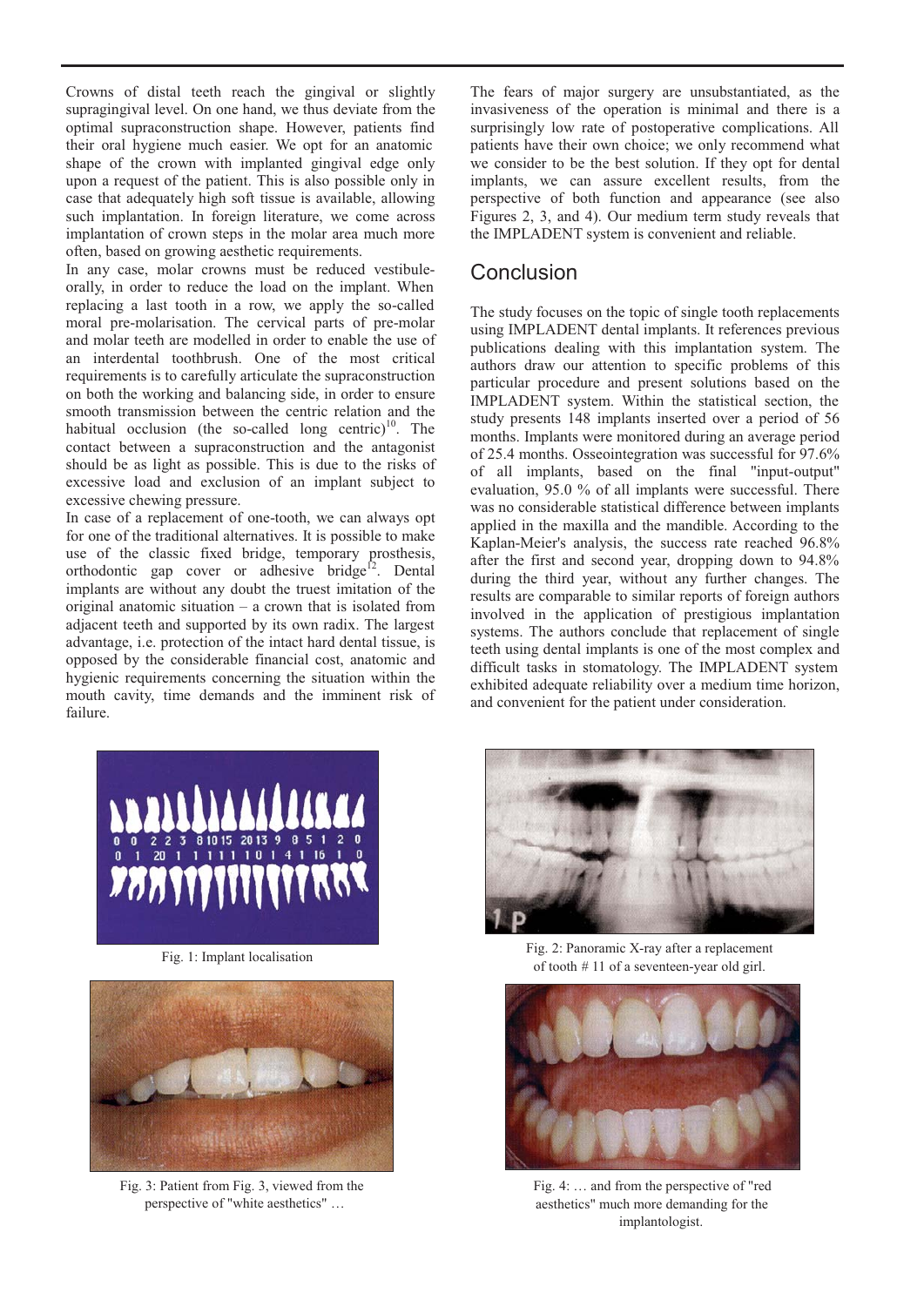Crowns of distal teeth reach the gingival or slightly supragingival level. On one hand, we thus deviate from the optimal supraconstruction shape. However, patients find their oral hygiene much easier. We opt for an anatomic shape of the crown with implanted gingival edge only upon a request of the patient. This is also possible only in case that adequately high soft tissue is available, allowing such implantation. In foreign literature, we come across implantation of crown steps in the molar area much more often, based on growing aesthetic requirements.

In any case, molar crowns must be reduced vestibule-orally, in order to reduce the load on the implant. When replacing a last tooth in a row, we apply the so-called moral pre-molarisation. The cervical parts of pre-molar and molar teeth are modelled in order to enable the use of an interdental toothbrush. One of the most critical requirements is to carefully articulate the supraconstruction on both the working and balancing side, in order to ensure smooth transmission between the centric relation and the habitual occlusion (the so-called long centric)[10]. The contact between a supraconstruction and the antagonist should be as light as possible. This is due to the risks of excessive load and exclusion of an implant subject to excessive chewing pressure.

In case of a replacement of one-tooth, we can always opt for one of the traditional alternatives. It is possible to make use of the classic fixed bridge, temporary prosthesis, orthodontic gap cover or adhesive bridge[12]. Dental implants are without any doubt the truest imitation of the original anatomic situation – a crown that is isolated from adjacent teeth and supported by its own radix. The largest advantage, i.e. protection of the intact hard dental tissue, is opposed by the considerable financial cost, anatomic and hygienic requirements concerning the situation within the mouth cavity, time demands and the imminent risk of failure.

The fears of major surgery are unsubstantiated, as the invasiveness of the operation is minimal and there is a surprisingly low rate of postoperative complications. All patients have their own choice; we only recommend what we consider to be the best solution. If they opt for dental implants, we can assure excellent results, from the perspective of both function and appearance (see also Figures 2, 3, and 4). Our medium term study reveals that the IMPLADENT system is convenient and reliable.

## Conclusion

The study focuses on the topic of single tooth replacements using IMPLADENT dental implants. It references previous publications dealing with this implantation system. The authors draw our attention to specific problems of this particular procedure and present solutions based on the IMPLADENT system. Within the statistical section, the study presents 148 implants inserted over a period of 56 months. Implants were monitored during an average period of 25.4 months. Osseointegration was successful for 97.6% of all implants, based on the final "input-output" evaluation, 95.0 % of all implants were successful. There was no considerable statistical difference between implants applied in the maxilla and the mandible. According to the Kaplan-Meier's analysis, the success rate reached 96.8% after the first and second year, dropping down to 94.8% during the third year, without any further changes. The results are comparable to similar reports of foreign authors involved in the application of prestigious implantation systems. The authors conclude that replacement of single teeth using dental implants is one of the most complex and difficult tasks in stomatology. The IMPLADENT system exhibited adequate reliability over a medium time horizon, and convenient for the patient under consideration.

Fig. 1: Implant localisation

Fig. 2: Panoramic X-ray after a replacement of tooth # 11 of a seventeen-year old girl.

Fig. 3: Patient from Fig. 3, viewed from the perspective of "white aesthetics" …

Fig. 4: … and from the perspective of "red aesthetics" much more demanding for the implantologist.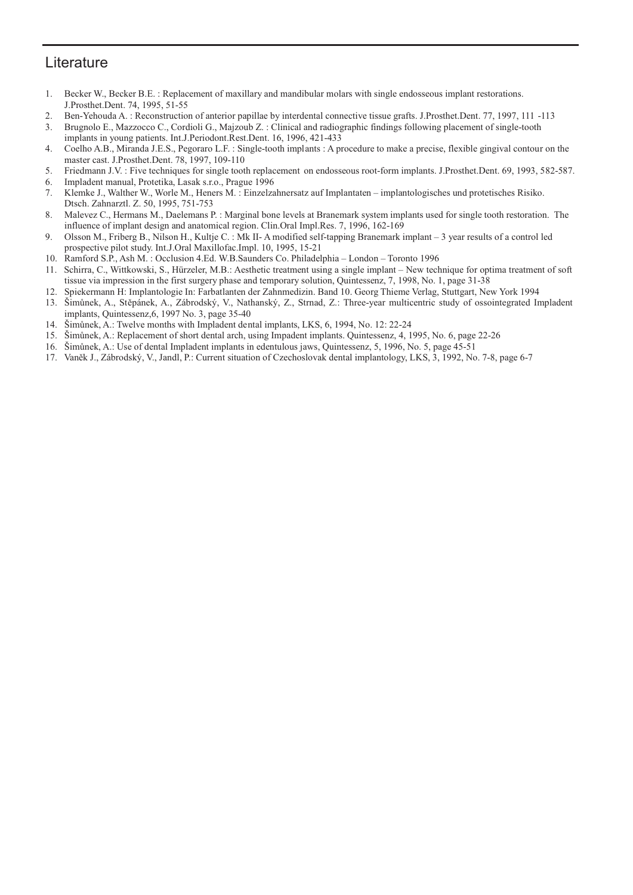## Literature

1. Becker W., Becker B.E. : Replacement of maxillary and mandibular molars with single endosseous implant restorations. J.Prosthet.Dent. 74, 1995, 51-55
2. Ben-Yehouda A. : Reconstruction of anterior papillae by interdental connective tissue grafts. J.Prosthet.Dent. 77, 1997, 111 -113
3. Brugnolo E., Mazzocco C., Cordioli G., Majzoub Z. : Clinical and radiographic findings following placement of single-tooth implants in young patients. Int.J.Periodont.Rest.Dent. 16, 1996, 421-433
4. Coelho A.B., Miranda J.E.S., Pegoraro L.F. : Single-tooth implants : A procedure to make a precise, flexible gingival contour on the master cast. J.Prosthet.Dent. 78, 1997, 109-110
5. Friedmann J.V. : Five techniques for single tooth replacement on endosseous root-form implants. J.Prosthet.Dent. 69, 1993, 582-587.
6. Impladent manual, Protetika, Lasak s.r.o., Prague 1996
7. Klemke J., Walther W., Worle M., Heners M. : Einzelzahnersatz auf Implantaten – implantologisches und protetisches Risiko. Dtsch. Zahnarztl. Z. 50, 1995, 751-753
8. Malevez C., Hermans M., Daelemans P. : Marginal bone levels at Branemark system implants used for single tooth restoration. The influence of implant design and anatomical region. Clin.Oral Impl.Res. 7, 1996, 162-169
9. Olsson M., Friberg B., Nilson H., Kultje C. : Mk II- A modified self-tapping Branemark implant – 3 year results of a control led prospective pilot study. Int.J.Oral Maxillofac.Impl. 10, 1995, 15-21
10. Ramford S.P., Ash M. : Occlusion 4.Ed. W.B.Saunders Co. Philadelphia – London – Toronto 1996
11. Schirra, C., Wittkowski, S., Hürzeler, M.B.: Aesthetic treatment using a single implant – New technique for optima treatment of soft tissue via impression in the first surgery phase and temporary solution, Quintessenz, 7, 1998, No. 1, page 31-38
12. Spiekermann H: Implantologie In: Farbatlanten der Zahnmedizin. Band 10. Georg Thieme Verlag, Stuttgart, New York 1994
13. Šimůnek, A., Stěpánek, A., Zábrodský, V., Nathanský, Z., Strnad, Z.: Three-year multicentric study of ossointegrated Impladent implants, Quintessenz,6, 1997 No. 3, page 35-40
14. Šimůnek, A.: Twelve months with Impladent dental implants, LKS, 6, 1994, No. 12: 22-24
15. Šimůnek, A.: Replacement of short dental arch, using Impadent implants. Quintessenz, 4, 1995, No. 6, page 22-26
16. Šimůnek, A.: Use of dental Impladent implants in edentulous jaws, Quintessenz, 5, 1996, No. 5, page 45-51
17. Vaněk J., Zábrodský, V., Jandl, P.: Current situation of Czechoslovak dental implantology, LKS, 3, 1992, No. 7-8, page 6-7